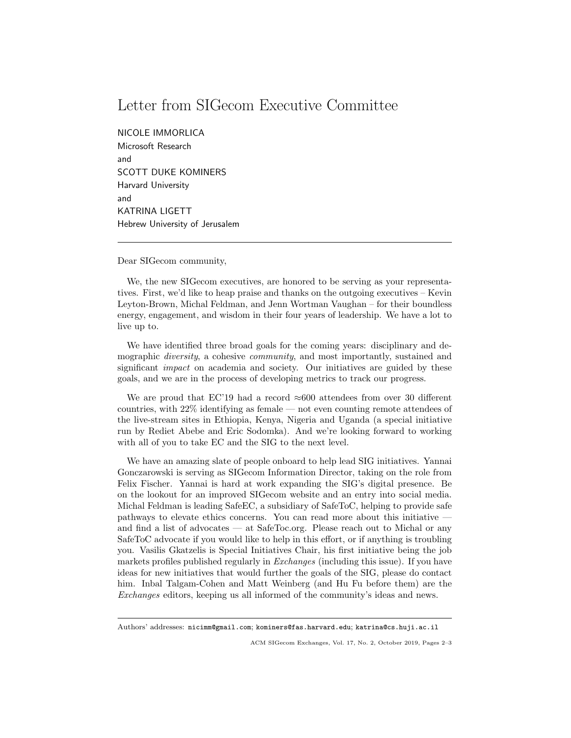# Letter from SIGecom Executive Committee

NICOLE IMMORLICA
Microsoft Research
and
SCOTT DUKE KOMINERS
Harvard University
and
KATRINA LIGETT
Hebrew University of Jerusalem

---

Dear SIGecom community,

We, the new SIGecom executives, are honored to be serving as your representatives. First, we'd like to heap praise and thanks on the outgoing executives – Kevin Leyton-Brown, Michal Feldman, and Jenn Wortman Vaughan – for their boundless energy, engagement, and wisdom in their four years of leadership. We have a lot to live up to.

We have identified three broad goals for the coming years: disciplinary and demographic *diversity*, a cohesive *community*, and most importantly, sustained and significant *impact* on academia and society. Our initiatives are guided by these goals, and we are in the process of developing metrics to track our progress.

We are proud that EC'19 had a record ≈600 attendees from over 30 different countries, with 22% identifying as female — not even counting remote attendees of the live-stream sites in Ethiopia, Kenya, Nigeria and Uganda (a special initiative run by Rediet Abebe and Eric Sodomka). And we're looking forward to working with all of you to take EC and the SIG to the next level.

We have an amazing slate of people onboard to help lead SIG initiatives. Yannai Gonczarowski is serving as SIGecom Information Director, taking on the role from Felix Fischer. Yannai is hard at work expanding the SIG's digital presence. Be on the lookout for an improved SIGecom website and an entry into social media. Michal Feldman is leading SafeEC, a subsidiary of SafeToC, helping to provide safe pathways to elevate ethics concerns. You can read more about this initiative — and find a list of advocates — at SafeToc.org. Please reach out to Michal or any SafeToC advocate if you would like to help in this effort, or if anything is troubling you. Vasilis Gkatzelis is Special Initiatives Chair, his first initiative being the job markets profiles published regularly in *Exchanges* (including this issue). If you have ideas for new initiatives that would further the goals of the SIG, please do contact him. Inbal Talgam-Cohen and Matt Weinberg (and Hu Fu before them) are the *Exchanges* editors, keeping us all informed of the community's ideas and news.

---

Authors' addresses: nicimm@gmail.com; kominers@fas.harvard.edu; katrina@cs.huji.ac.il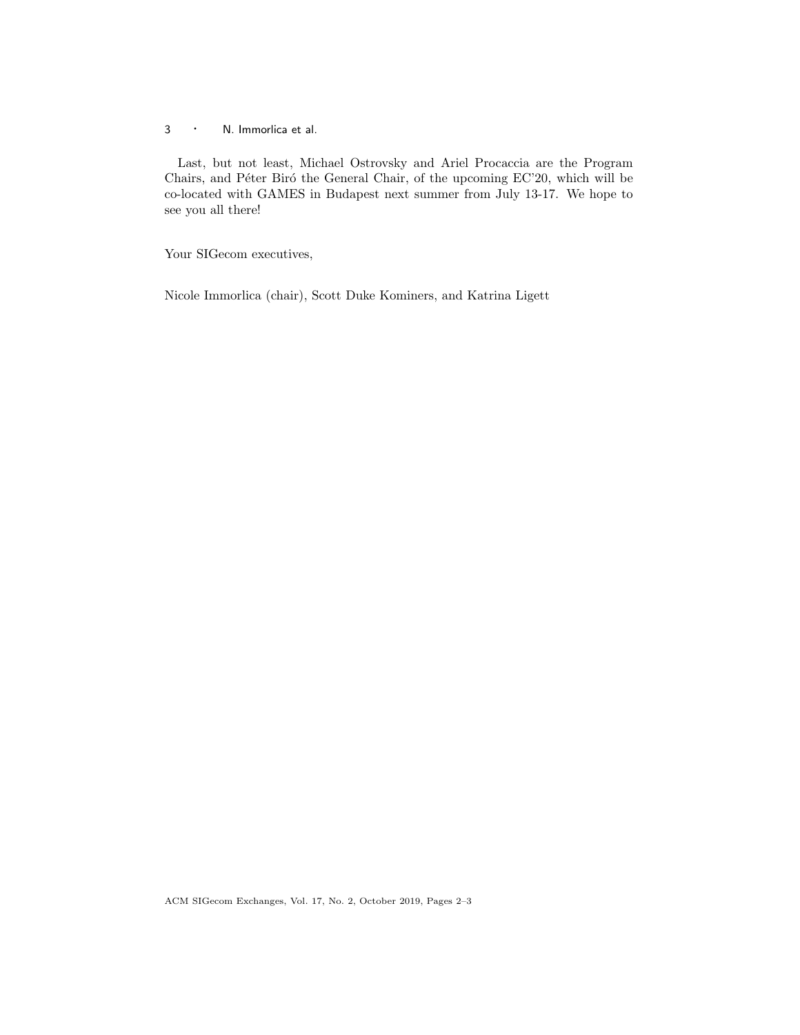Last, but not least, Michael Ostrovsky and Ariel Procaccia are the Program Chairs, and Péter Biró the General Chair, of the upcoming EC'20, which will be co-located with GAMES in Budapest next summer from July 13-17. We hope to see you all there!

Your SIGecom executives,

Nicole Immorlica (chair), Scott Duke Kominers, and Katrina Ligett